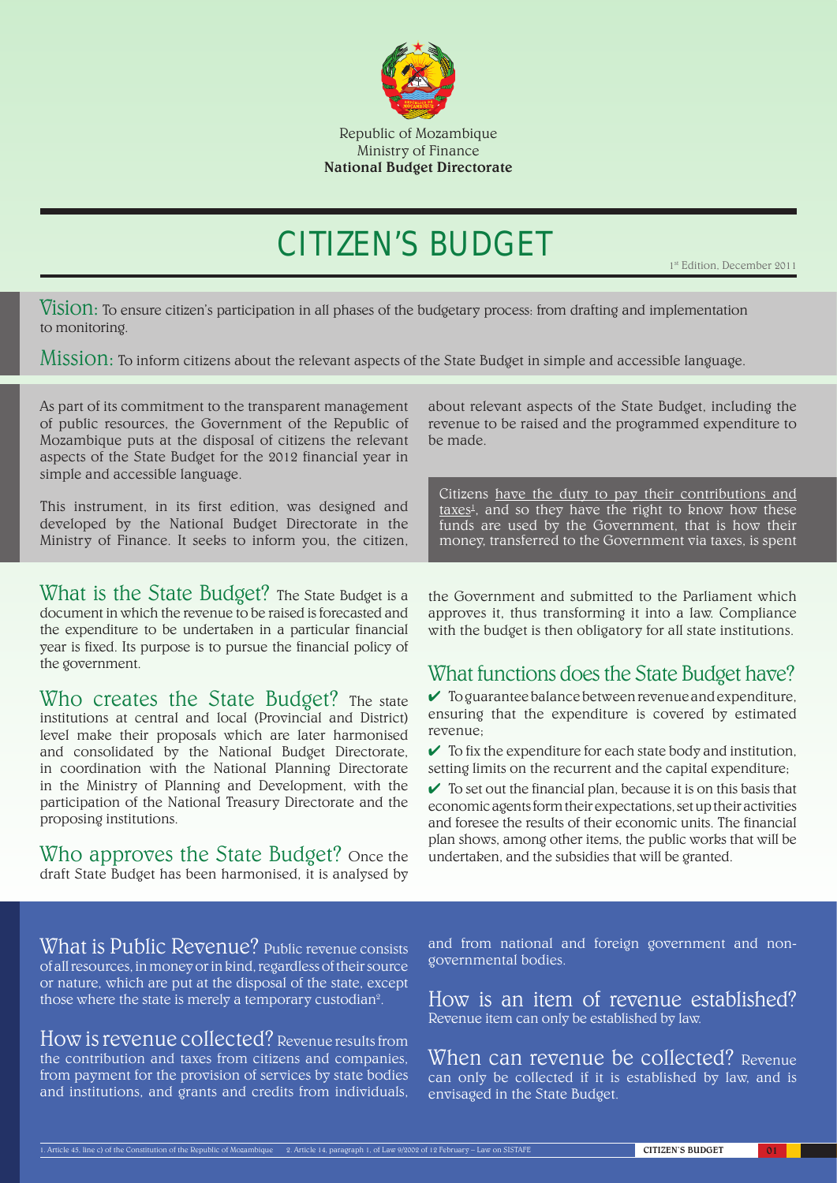Republic of Mozambique
Ministry of Finance
**National Budget Directorate**

# CITIZEN'S BUDGET

1st Edition, December 2011

**Vision:** To ensure citizen's participation in all phases of the budgetary process: from drafting and implementation to monitoring.

**Mission:** To inform citizens about the relevant aspects of the State Budget in simple and accessible language.

As part of its commitment to the transparent management of public resources, the Government of the Republic of Mozambique puts at the disposal of citizens the relevant aspects of the State Budget for the 2012 financial year in simple and accessible language.

This instrument, in its first edition, was designed and developed by the National Budget Directorate in the Ministry of Finance. It seeks to inform you, the citizen, about relevant aspects of the State Budget, including the revenue to be raised and the programmed expenditure to be made.

Citizens have the duty to pay their contributions and taxes[1], and so they have the right to know how these funds are used by the Government, that is how their money, transferred to the Government via taxes, is spent

## What is the State Budget?

The State Budget is a document in which the revenue to be raised is forecasted and the expenditure to be undertaken in a particular financial year is fixed. Its purpose is to pursue the financial policy of the government.

## Who creates the State Budget?

The state institutions at central and local (Provincial and District) level make their proposals which are later harmonised and consolidated by the National Budget Directorate, in coordination with the National Planning Directorate in the Ministry of Planning and Development, with the participation of the National Treasury Directorate and the proposing institutions.

## Who approves the State Budget?

Once the draft State Budget has been harmonised, it is analysed by the Government and submitted to the Parliament which approves it, thus transforming it into a law. Compliance with the budget is then obligatory for all state institutions.

## What functions does the State Budget have?

- ✔ To guarantee balance between revenue and expenditure, ensuring that the expenditure is covered by estimated revenue;
- ✔ To fix the expenditure for each state body and institution, setting limits on the recurrent and the capital expenditure;
- ✔ To set out the financial plan, because it is on this basis that economic agents form their expectations, set up their activities and foresee the results of their economic units. The financial plan shows, among other items, the public works that will be undertaken, and the subsidies that will be granted.

## What is Public Revenue?

Public revenue consists of all resources, in money or in kind, regardless of their source or nature, which are put at the disposal of the state, except those where the state is merely a temporary custodian[2].

## How is revenue collected?

Revenue results from the contribution and taxes from citizens and companies, from payment for the provision of services by state bodies and institutions, and grants and credits from individuals, and from national and foreign government and non-governmental bodies.

## How is an item of revenue established?

Revenue item can only be established by law.

## When can revenue be collected?

Revenue can only be collected if it is established by law, and is envisaged in the State Budget.

1. Article 45, line c) of the Constitution of the Republic of Mozambique 2. Article 14, paragraph 1, of Law 9/2002 of 12 February – Law on SISTAFE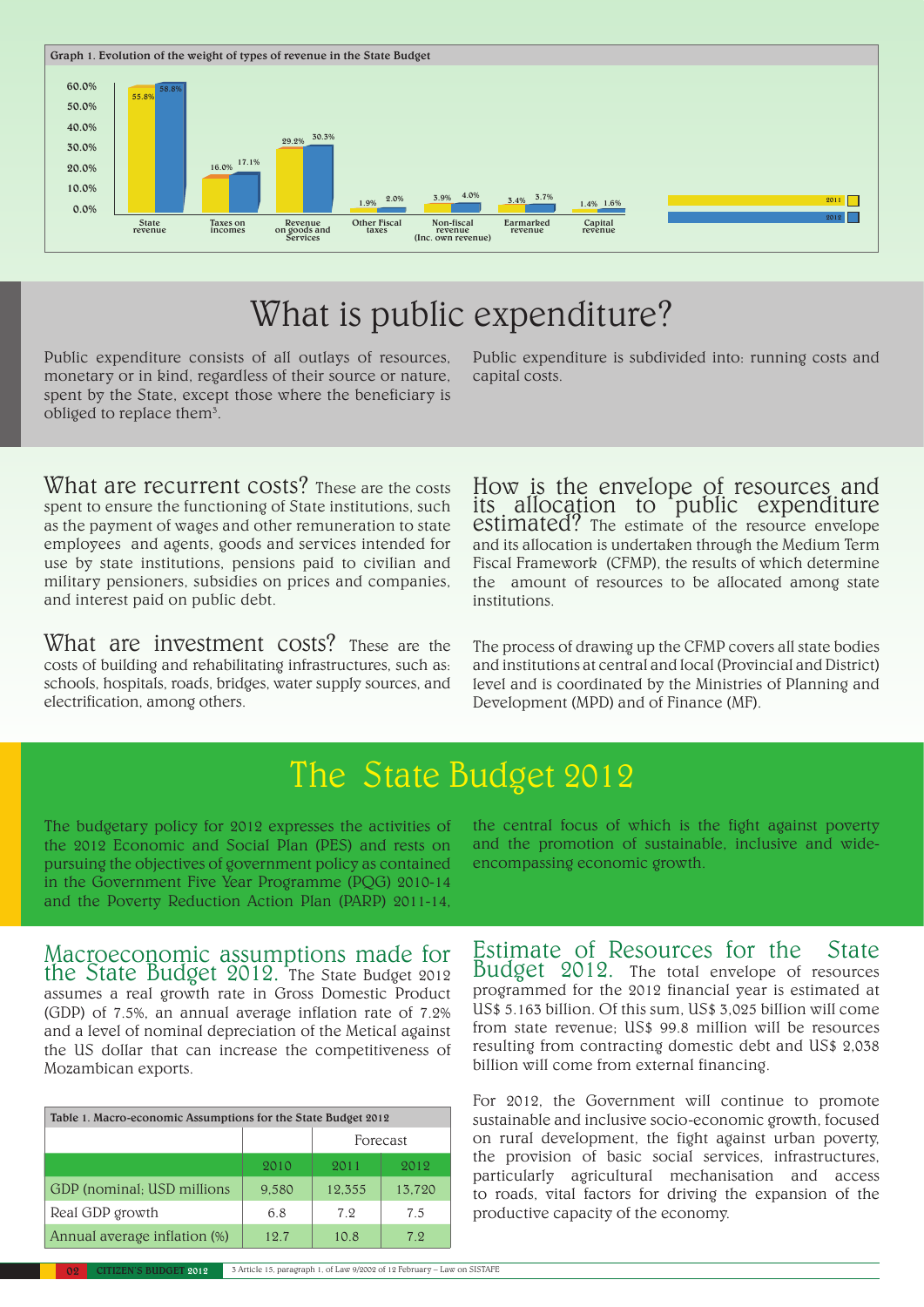**Graph 1. Evolution of the weight of types of revenue in the State Budget**

| | 2011 | 2012 |
|---|---|---|
| State revenue | 55.8% | 58.8% |
| Taxes on incomes | 16.0% | 17.1% |
| Revenue on goods and Services | 29.2% | 30.3% |
| Other Fiscal taxes | 1.9% | 2.0% |
| Non-fiscal revenue (Inc. own revenue) | 3.9% | 4.0% |
| Earmarked revenue | 3.4% | 3.7% |
| Capital revenue | 1.4% | 1.6% |

# What is public expenditure?

Public expenditure consists of all outlays of resources, monetary or in kind, regardless of their source or nature, spent by the State, except those where the beneficiary is obliged to replace them[3].

Public expenditure is subdivided into: running costs and capital costs.

**What are recurrent costs?** These are the costs spent to ensure the functioning of State institutions, such as the payment of wages and other remuneration to state employees and agents, goods and services intended for use by state institutions, pensions paid to civilian and military pensioners, subsidies on prices and companies, and interest paid on public debt.

**What are investment costs?** These are the costs of building and rehabilitating infrastructures, such as: schools, hospitals, roads, bridges, water supply sources, and electrification, among others.

**How is the envelope of resources and its allocation to public expenditure estimated?** The estimate of the resource envelope and its allocation is undertaken through the Medium Term Fiscal Framework (CFMP), the results of which determine the amount of resources to be allocated among state institutions.

The process of drawing up the CFMP covers all state bodies and institutions at central and local (Provincial and District) level and is coordinated by the Ministries of Planning and Development (MPD) and of Finance (MF).

# The State Budget 2012

The budgetary policy for 2012 expresses the activities of the 2012 Economic and Social Plan (PES) and rests on pursuing the objectives of government policy as contained in the Government Five Year Programme (PQG) 2010-14 and the Poverty Reduction Action Plan (PARP) 2011-14, the central focus of which is the fight against poverty and the promotion of sustainable, inclusive and wide-encompassing economic growth.

**Macroeconomic assumptions made for the State Budget 2012.** The State Budget 2012 assumes a real growth rate in Gross Domestic Product (GDP) of 7.5%, an annual average inflation rate of 7.2% and a level of nominal depreciation of the Metical against the US dollar that can increase the competitiveness of Mozambican exports.

**Table 1. Macro-economic Assumptions for the State Budget 2012**

| | | Forecast | |
|---|---|---|---|
| | 2010 | 2011 | 2012 |
| GDP (nominal; USD millions | 9,580 | 12,355 | 13,720 |
| Real GDP growth | 6.8 | 7.2 | 7.5 |
| Annual average inflation (%) | 12.7 | 10.8 | 7.2 |

**Estimate of Resources for the State Budget 2012.** The total envelope of resources programmed for the 2012 financial year is estimated at US$ 5.163 billion. Of this sum, US$ 3,025 billion will come from state revenue; US$ 99.8 million will be resources resulting from contracting domestic debt and US$ 2,038 billion will come from external financing.

For 2012, the Government will continue to promote sustainable and inclusive socio-economic growth, focused on rural development, the fight against urban poverty, the provision of basic social services, infrastructures, particularly agricultural mechanisation and access to roads, vital factors for driving the expansion of the productive capacity of the economy.

3 Article 15, paragraph 1, of Law 9/2002 of 12 February – Law on SISTAFE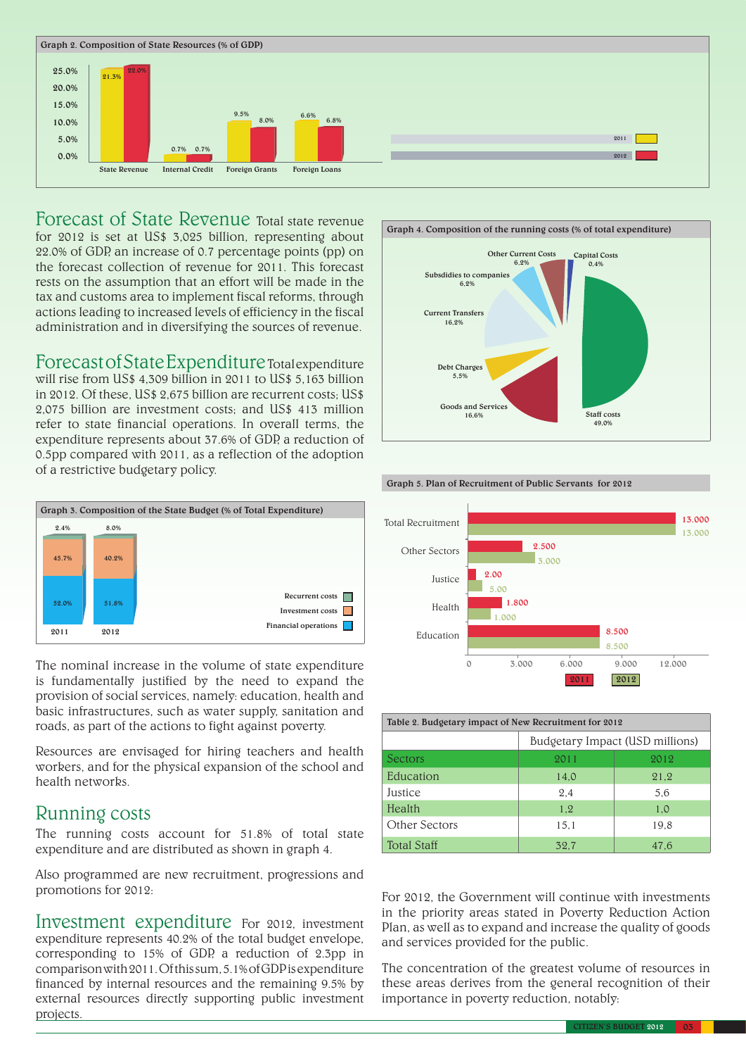**Graph 2. Composition of State Resources (% of GDP)**

| | 2011 | 2012 |
|---|---|---|
| State Revenue | 21.3% | 22.0% |
| Internal Credit | 0.7% | 0.7% |
| Foreign Grants | 9.5% | 8.0% |
| Foreign Loans | 6.6% | 6.8% |

## Forecast of State Revenue

Total state revenue for 2012 is set at US$ 3,025 billion, representing about 22.0% of GDP, an increase of 0.7 percentage points (pp) on the forecast collection of revenue for 2011. This forecast rests on the assumption that an effort will be made in the tax and customs area to implement fiscal reforms, through actions leading to increased levels of efficiency in the fiscal administration and in diversifying the sources of revenue.

## Forecast of State Expenditure

Total expenditure will rise from US$ 4,309 billion in 2011 to US$ 5,163 billion in 2012. Of these, US$ 2,675 billion are recurrent costs; US$ 2,075 billion are investment costs; and US$ 413 million refer to state financial operations. In overall terms, the expenditure represents about 37.6% of GDP, a reduction of 0.5pp compared with 2011, as a reflection of the adoption of a restrictive budgetary policy.

**Graph 3. Composition of the State Budget (% of Total Expenditure)**

| | 2011 | 2012 |
|---|---|---|
| Recurrent costs | 52.0% | 51.8% |
| Investment costs | 45.7% | 40.2% |
| Financial operations | 2.4% | 8.0% |

The nominal increase in the volume of state expenditure is fundamentally justified by the need to expand the provision of social services, namely: education, health and basic infrastructures, such as water supply, sanitation and roads, as part of the actions to fight against poverty.

Resources are envisaged for hiring teachers and health workers, and for the physical expansion of the school and health networks.

## Running costs

The running costs account for 51.8% of total state expenditure and are distributed as shown in graph 4.

**Graph 4. Composition of the running costs (% of total expenditure)**

| Category | % |
|---|---|
| Staff costs | 49.0% |
| Goods and Services | 16.6% |
| Debt Charges | 5.5% |
| Current Transfers | 16.2% |
| Subsidies to companies | 6.2% |
| Other Current Costs | 6.2% |
| Capital Costs | 0.4% |

Also programmed are new recruitment, progressions and promotions for 2012:

**Graph 5. Plan of Recruitment of Public Servants for 2012**

| | 2011 | 2012 |
|---|---|---|
| Total Recruitment | 13.000 | 13.000 |
| Other Sectors | 2.500 | 3.000 |
| Justice | 2.00 | 5.00 |
| Health | 1.800 | 1.000 |
| Education | 8.500 | 8.500 |

**Table 2. Budgetary impact of New Recruitment for 2012**

| | Budgetary Impact (USD millions) | |
|---|---|---|
| Sectors | 2011 | 2012 |
| Education | 14,0 | 21,2 |
| Justice | 2,4 | 5,6 |
| Health | 1,2 | 1,0 |
| Other Sectors | 15,1 | 19,8 |
| Total Staff | 32,7 | 47,6 |

## Investment expenditure

For 2012, investment expenditure represents 40.2% of the total budget envelope, corresponding to 15% of GDP, a reduction of 2.3pp in comparison with 2011. Of this sum, 5.1% of GDP is expenditure financed by internal resources and the remaining 9.5% by external resources directly supporting public investment projects.

For 2012, the Government will continue with investments in the priority areas stated in Poverty Reduction Action Plan, as well as to expand and increase the quality of goods and services provided for the public.

The concentration of the greatest volume of resources in these areas derives from the general recognition of their importance in poverty reduction, notably: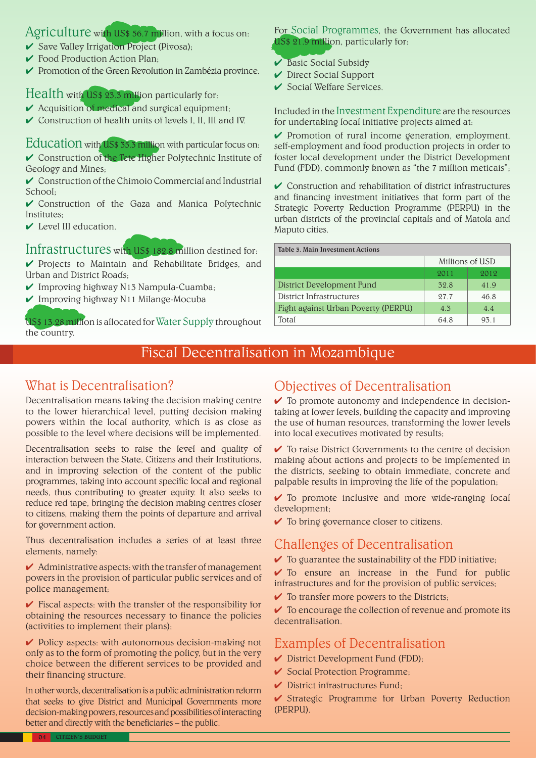## Agriculture with US$ 56.7 million, with a focus on:

- ✔ Save Valley Irrigation Project (Pivosa);
- ✔ Food Production Action Plan;
- ✔ Promotion of the Green Revolution in Zambézia province.

## Health with US$ 23.3 million particularly for:

- ✔ Acquisition of medical and surgical equipment;
- ✔ Construction of health units of levels I, II, III and IV.

## Education with US$ 35.3 million with particular focus on:

- ✔ Construction of the Tete Higher Polytechnic Institute of Geology and Mines;
- ✔ Construction of the Chimoio Commercial and Industrial School;
- ✔ Construction of the Gaza and Manica Polytechnic Institutes;
- ✔ Level III education.

## Infrastructures with US$ 182.8 million destined for:

- ✔ Projects to Maintain and Rehabilitate Bridges, and Urban and District Roads;
- ✔ Improving highway N13 Nampula-Cuamba;
- ✔ Improving highway N11 Milange-Mocuba

US$ 13.28 million is allocated for Water Supply throughout the country.

For Social Programmes, the Government has allocated US$ 21.9 million, particularly for:

- ✔ Basic Social Subsidy
- ✔ Direct Social Support
- ✔ Social Welfare Services.

Included in the Investment Expenditure are the resources for undertaking local initiative projects aimed at:

✔ Promotion of rural income generation, employment, self-employment and food production projects in order to foster local development under the District Development Fund (FDD), commonly known as "the 7 million meticais";

✔ Construction and rehabilitation of district infrastructures and financing investment initiatives that form part of the Strategic Poverty Reduction Programme (PERPU) in the urban districts of the provincial capitals and of Matola and Maputo cities.

**Table 3. Main Investment Actions**

| | Millions of USD | |
|---|---|---|
| | 2011 | 2012 |
| District Development Fund | 32.8 | 41.9 |
| District Infrastructures | 27.7 | 46.8 |
| Fight against Urban Poverty (PERPU) | 4.3 | 4.4 |
| Total | 64.8 | 93.1 |

# Fiscal Decentralisation in Mozambique

## What is Decentralisation?

Decentralisation means taking the decision making centre to the lower hierarchical level, putting decision making powers within the local authority, which is as close as possible to the level where decisions will be implemented.

Decentralisation seeks to raise the level and quality of interaction between the State, Citizens and their Institutions, and in improving selection of the content of the public programmes, taking into account specific local and regional needs, thus contributing to greater equity. It also seeks to reduce red tape, bringing the decision making centres closer to citizens, making them the points of departure and arrival for government action.

Thus decentralisation includes a series of at least three elements, namely:

✔ Administrative aspects: with the transfer of management powers in the provision of particular public services and of police management;

✔ Fiscal aspects: with the transfer of the responsibility for obtaining the resources necessary to finance the policies (activities to implement their plans);

✔ Policy aspects: with autonomous decision-making not only as to the form of promoting the policy, but in the very choice between the different services to be provided and their financing structure.

In other words, decentralisation is a public administration reform that seeks to give District and Municipal Governments more decision-making powers, resources and possibilities of interacting better and directly with the beneficiaries – the public.

## Objectives of Decentralisation

✔ To promote autonomy and independence in decision-taking at lower levels, building the capacity and improving the use of human resources, transforming the lower levels into local executives motivated by results;

✔ To raise District Governments to the centre of decision making about actions and projects to be implemented in the districts, seeking to obtain immediate, concrete and palpable results in improving the life of the population;

✔ To promote inclusive and more wide-ranging local development;

✔ To bring governance closer to citizens.

## Challenges of Decentralisation

- ✔ To guarantee the sustainability of the FDD initiative;
- ✔ To ensure an increase in the Fund for public infrastructures and for the provision of public services;
- ✔ To transfer more powers to the Districts;
- ✔ To encourage the collection of revenue and promote its decentralisation.

## Examples of Decentralisation

- ✔ District Development Fund (FDD);
- ✔ Social Protection Programme;
- ✔ District infrastructures Fund;
- ✔ Strategic Programme for Urban Poverty Reduction (PERPU).